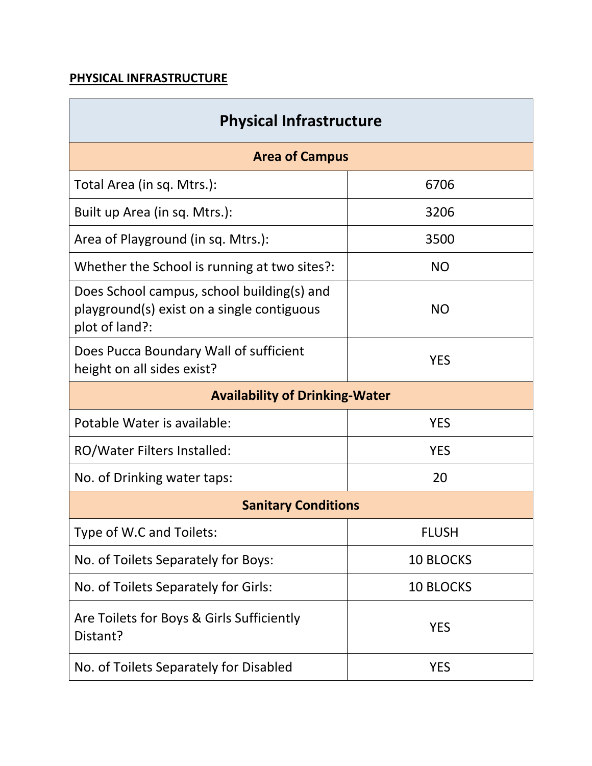**PHYSICAL INFRASTRUCTURE**

| Physical Infrastructure | |
|---|---|
| **Area of Campus** | |
| Total Area (in sq. Mtrs.): | 6706 |
| Built up Area (in sq. Mtrs.): | 3206 |
| Area of Playground (in sq. Mtrs.): | 3500 |
| Whether the School is running at two sites?: | NO |
| Does School campus, school building(s) and playground(s) exist on a single contiguous plot of land?: | NO |
| Does Pucca Boundary Wall of sufficient height on all sides exist? | YES |
| **Availability of Drinking-Water** | |
| Potable Water is available: | YES |
| RO/Water Filters Installed: | YES |
| No. of Drinking water taps: | 20 |
| **Sanitary Conditions** | |
| Type of W.C and Toilets: | FLUSH |
| No. of Toilets Separately for Boys: | 10 BLOCKS |
| No. of Toilets Separately for Girls: | 10 BLOCKS |
| Are Toilets for Boys & Girls Sufficiently Distant? | YES |
| No. of Toilets Separately for Disabled | YES |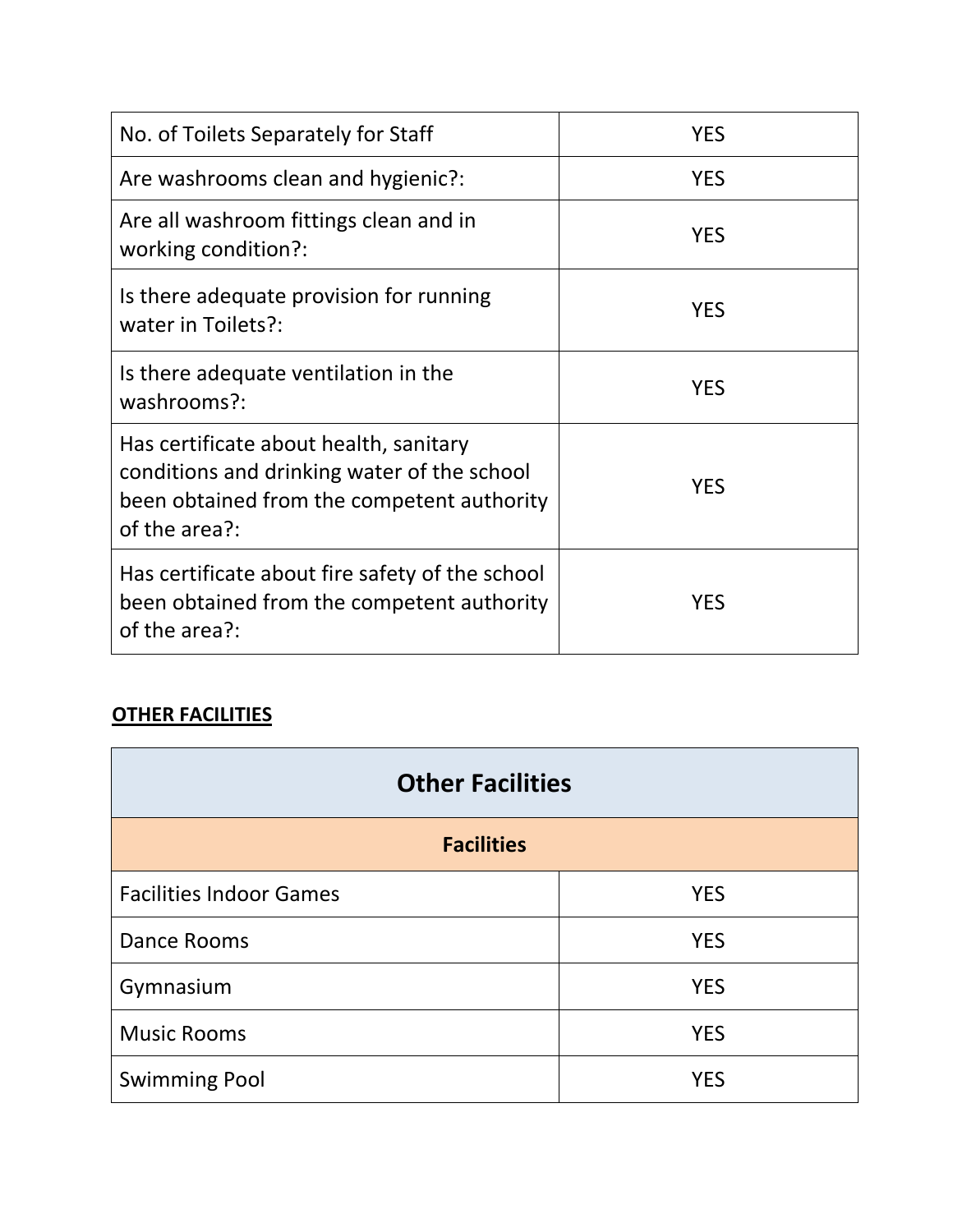| No. of Toilets Separately for Staff | YES |
| --- | --- |
| Are washrooms clean and hygienic?: | YES |
| Are all washroom fittings clean and in working condition?: | YES |
| Is there adequate provision for running water in Toilets?: | YES |
| Is there adequate ventilation in the washrooms?: | YES |
| Has certificate about health, sanitary conditions and drinking water of the school been obtained from the competent authority of the area?: | YES |
| Has certificate about fire safety of the school been obtained from the competent authority of the area?: | YES |

**OTHER FACILITIES**

| Other Facilities | |
| --- | --- |
| **Facilities** | |
| Facilities Indoor Games | YES |
| Dance Rooms | YES |
| Gymnasium | YES |
| Music Rooms | YES |
| Swimming Pool | YES |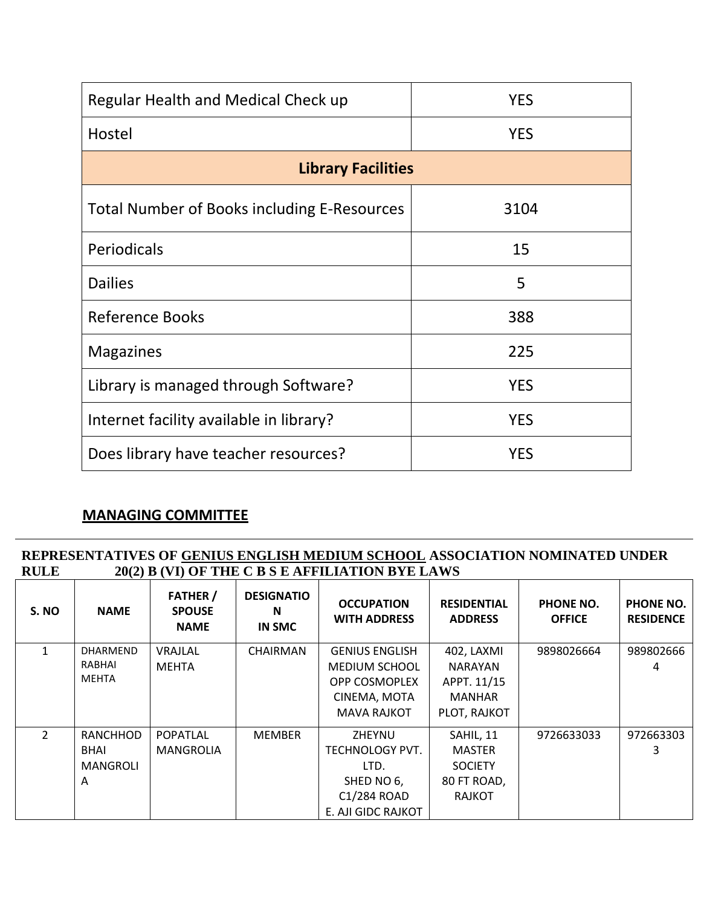| Regular Health and Medical Check up | YES |
|---|---|
| Hostel | YES |
| **Library Facilities** | |
| Total Number of Books including E-Resources | 3104 |
| Periodicals | 15 |
| Dailies | 5 |
| Reference Books | 388 |
| Magazines | 225 |
| Library is managed through Software? | YES |
| Internet facility available in library? | YES |
| Does library have teacher resources? | YES |

## MANAGING COMMITTEE

**REPRESENTATIVES OF GENIUS ENGLISH MEDIUM SCHOOL ASSOCIATION NOMINATED UNDER RULE 20(2) B (VI) OF THE C B S E AFFILIATION BYE LAWS**

| S. NO | NAME | FATHER / SPOUSE NAME | DESIGNATION IN SMC | OCCUPATION WITH ADDRESS | RESIDENTIAL ADDRESS | PHONE NO. OFFICE | PHONE NO. RESIDENCE |
|---|---|---|---|---|---|---|---|
| 1 | DHARMENDRABHAI MEHTA | VRAJLAL MEHTA | CHAIRMAN | GENIUS ENGLISH MEDIUM SCHOOL OPP COSMOPLEX CINEMA, MOTA MAVA RAJKOT | 402, LAXMI NARAYAN APPT. 11/15 MANHAR PLOT, RAJKOT | 9898026664 | 9898026664 |
| 2 | RANCHHOD BHAI MANGROLIA | POPATLAL MANGROLIA | MEMBER | ZHEYNU TECHNOLOGY PVT. LTD. SHED NO 6, C1/284 ROAD E. AJI GIDC RAJKOT | SAHIL, 11 MASTER SOCIETY 80 FT ROAD, RAJKOT | 9726633033 | 9726633033 |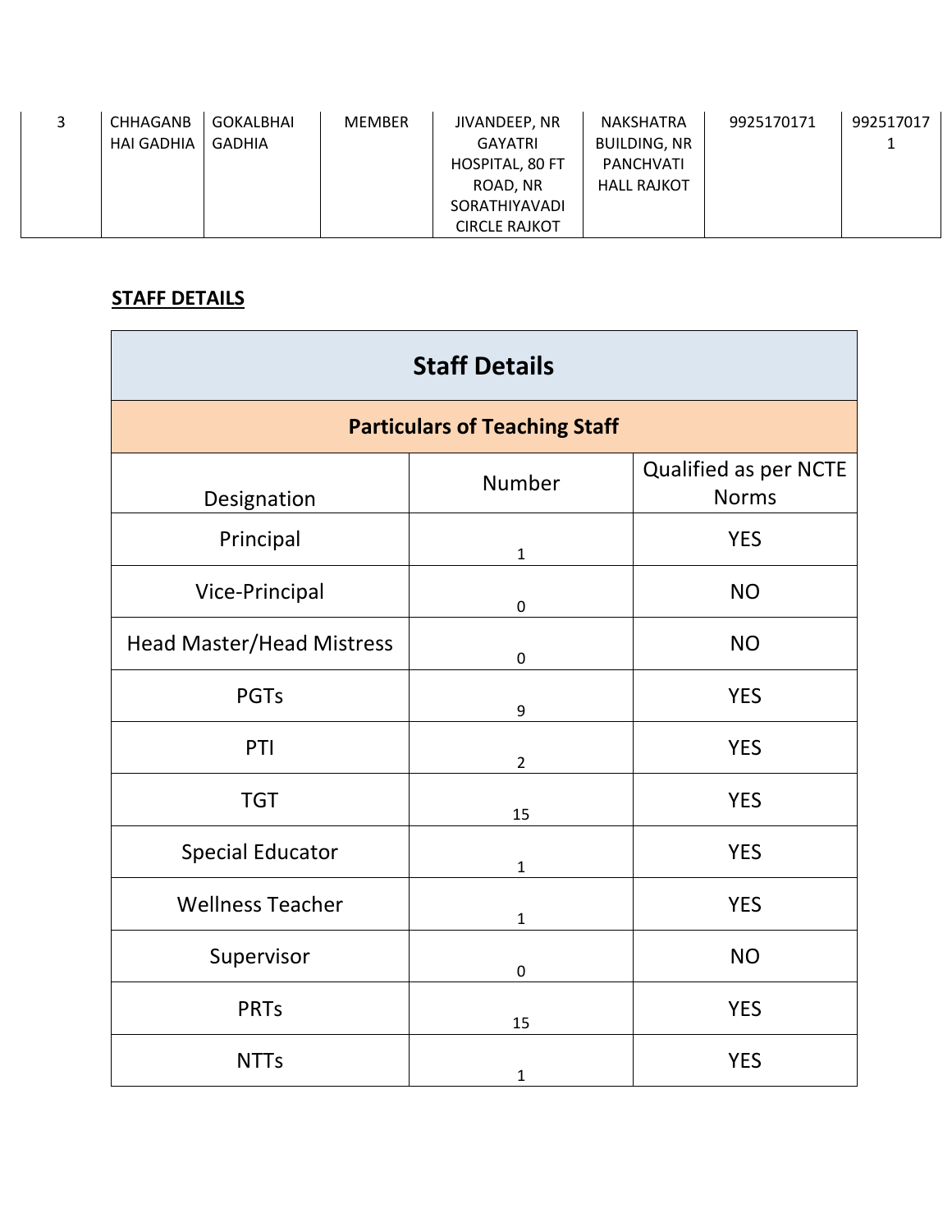| 3 | CHHAGANBHAI GADHIA | GOKALBHAI GADHIA | MEMBER | JIVANDEEP, NR GAYATRI HOSPITAL, 80 FT ROAD, NR SORATHIYAVADI CIRCLE RAJKOT | NAKSHATRA BUILDING, NR PANCHVATI HALL RAJKOT | 9925170171 | 9925170171 |
|---|---|---|---|---|---|---|---|

**STAFF DETAILS**

| Staff Details | | |
|---|---|---|
| **Particulars of Teaching Staff** | | |
| Designation | Number | Qualified as per NCTE Norms |
| Principal | 1 | YES |
| Vice-Principal | 0 | NO |
| Head Master/Head Mistress | 0 | NO |
| PGTs | 9 | YES |
| PTI | 2 | YES |
| TGT | 15 | YES |
| Special Educator | 1 | YES |
| Wellness Teacher | 1 | YES |
| Supervisor | 0 | NO |
| PRTs | 15 | YES |
| NTTs | 1 | YES |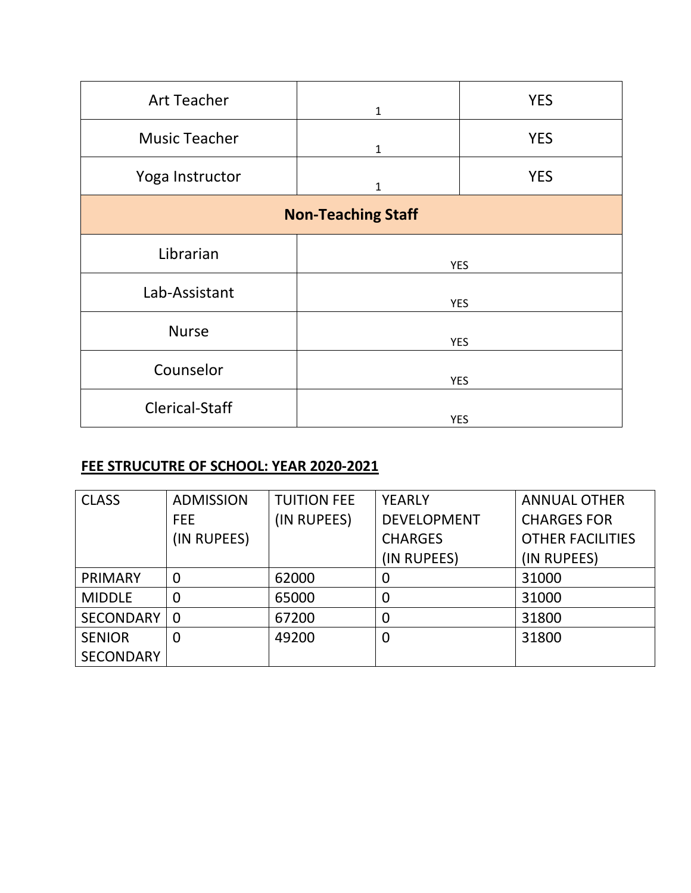| Art Teacher | 1 | YES |
|---|---|---|
| Music Teacher | 1 | YES |
| Yoga Instructor | 1 | YES |
| **Non-Teaching Staff** | | |
| Librarian | YES | |
| Lab-Assistant | YES | |
| Nurse | YES | |
| Counselor | YES | |
| Clerical-Staff | YES | |

**FEE STRUCUTRE OF SCHOOL: YEAR 2020-2021**

| CLASS | ADMISSION FEE (IN RUPEES) | TUITION FEE (IN RUPEES) | YEARLY DEVELOPMENT CHARGES (IN RUPEES) | ANNUAL OTHER CHARGES FOR OTHER FACILITIES (IN RUPEES) |
|---|---|---|---|---|
| PRIMARY | 0 | 62000 | 0 | 31000 |
| MIDDLE | 0 | 65000 | 0 | 31000 |
| SECONDARY | 0 | 67200 | 0 | 31800 |
| SENIOR SECONDARY | 0 | 49200 | 0 | 31800 |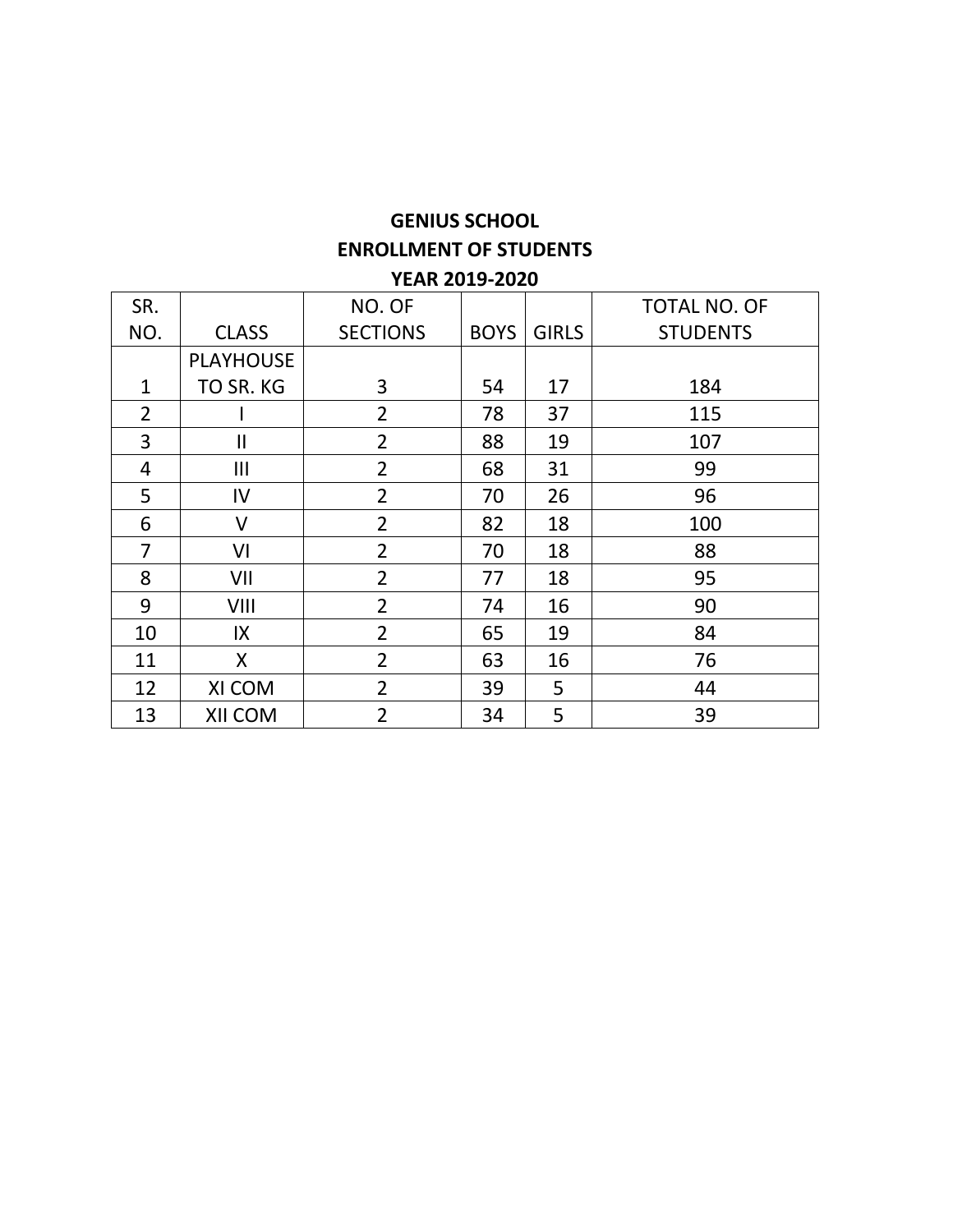**GENIUS SCHOOL**

**ENROLLMENT OF STUDENTS**

**YEAR 2019-2020**

| SR. NO. | CLASS | NO. OF SECTIONS | BOYS | GIRLS | TOTAL NO. OF STUDENTS |
|---|---|---|---|---|---|
| 1 | PLAYHOUSE TO SR. KG | 3 | 54 | 17 | 184 |
| 2 | I | 2 | 78 | 37 | 115 |
| 3 | II | 2 | 88 | 19 | 107 |
| 4 | III | 2 | 68 | 31 | 99 |
| 5 | IV | 2 | 70 | 26 | 96 |
| 6 | V | 2 | 82 | 18 | 100 |
| 7 | VI | 2 | 70 | 18 | 88 |
| 8 | VII | 2 | 77 | 18 | 95 |
| 9 | VIII | 2 | 74 | 16 | 90 |
| 10 | IX | 2 | 65 | 19 | 84 |
| 11 | X | 2 | 63 | 16 | 76 |
| 12 | XI COM | 2 | 39 | 5 | 44 |
| 13 | XII COM | 2 | 34 | 5 | 39 |